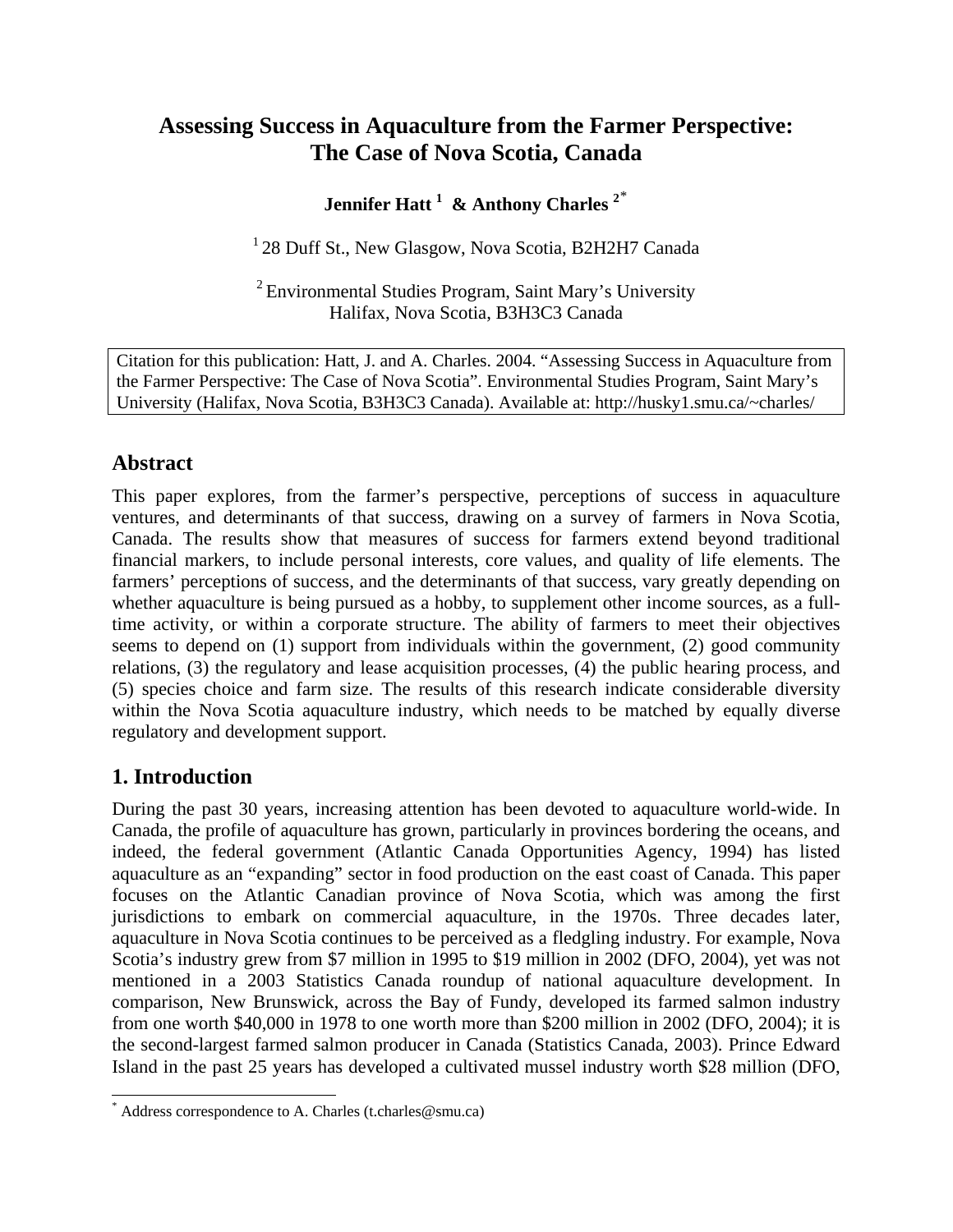# Assessing Success in Aquaculture from the Farmer Perspective: The Case of Nova Scotia, Canada

**Jennifer Hatt [1] & Anthony Charles [2*]**

[1] 28 Duff St., New Glasgow, Nova Scotia, B2H2H7 Canada

[2] Environmental Studies Program, Saint Mary's University Halifax, Nova Scotia, B3H3C3 Canada

Citation for this publication: Hatt, J. and A. Charles. 2004. "Assessing Success in Aquaculture from the Farmer Perspective: The Case of Nova Scotia". Environmental Studies Program, Saint Mary's University (Halifax, Nova Scotia, B3H3C3 Canada). Available at: http://husky1.smu.ca/~charles/

## Abstract

This paper explores, from the farmer's perspective, perceptions of success in aquaculture ventures, and determinants of that success, drawing on a survey of farmers in Nova Scotia, Canada. The results show that measures of success for farmers extend beyond traditional financial markers, to include personal interests, core values, and quality of life elements. The farmers' perceptions of success, and the determinants of that success, vary greatly depending on whether aquaculture is being pursued as a hobby, to supplement other income sources, as a full-time activity, or within a corporate structure. The ability of farmers to meet their objectives seems to depend on (1) support from individuals within the government, (2) good community relations, (3) the regulatory and lease acquisition processes, (4) the public hearing process, and (5) species choice and farm size. The results of this research indicate considerable diversity within the Nova Scotia aquaculture industry, which needs to be matched by equally diverse regulatory and development support.

## 1. Introduction

During the past 30 years, increasing attention has been devoted to aquaculture world-wide. In Canada, the profile of aquaculture has grown, particularly in provinces bordering the oceans, and indeed, the federal government (Atlantic Canada Opportunities Agency, 1994) has listed aquaculture as an "expanding" sector in food production on the east coast of Canada. This paper focuses on the Atlantic Canadian province of Nova Scotia, which was among the first jurisdictions to embark on commercial aquaculture, in the 1970s. Three decades later, aquaculture in Nova Scotia continues to be perceived as a fledgling industry. For example, Nova Scotia's industry grew from $7 million in 1995 to $19 million in 2002 (DFO, 2004), yet was not mentioned in a 2003 Statistics Canada roundup of national aquaculture development. In comparison, New Brunswick, across the Bay of Fundy, developed its farmed salmon industry from one worth $40,000 in 1978 to one worth more than $200 million in 2002 (DFO, 2004); it is the second-largest farmed salmon producer in Canada (Statistics Canada, 2003). Prince Edward Island in the past 25 years has developed a cultivated mussel industry worth $28 million (DFO,

[*] Address correspondence to A. Charles (t.charles@smu.ca)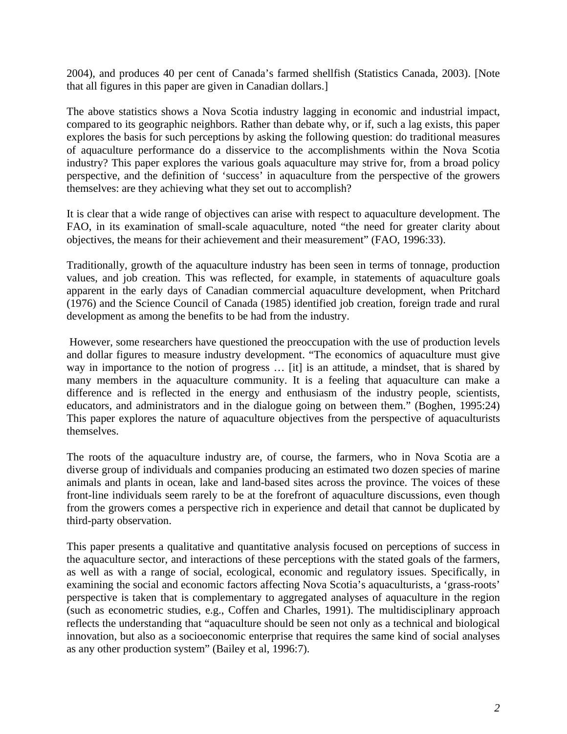2004), and produces 40 per cent of Canada's farmed shellfish (Statistics Canada, 2003). [Note that all figures in this paper are given in Canadian dollars.]

The above statistics shows a Nova Scotia industry lagging in economic and industrial impact, compared to its geographic neighbors. Rather than debate why, or if, such a lag exists, this paper explores the basis for such perceptions by asking the following question: do traditional measures of aquaculture performance do a disservice to the accomplishments within the Nova Scotia industry? This paper explores the various goals aquaculture may strive for, from a broad policy perspective, and the definition of 'success' in aquaculture from the perspective of the growers themselves: are they achieving what they set out to accomplish?

It is clear that a wide range of objectives can arise with respect to aquaculture development. The FAO, in its examination of small-scale aquaculture, noted "the need for greater clarity about objectives, the means for their achievement and their measurement" (FAO, 1996:33).

Traditionally, growth of the aquaculture industry has been seen in terms of tonnage, production values, and job creation. This was reflected, for example, in statements of aquaculture goals apparent in the early days of Canadian commercial aquaculture development, when Pritchard (1976) and the Science Council of Canada (1985) identified job creation, foreign trade and rural development as among the benefits to be had from the industry.

However, some researchers have questioned the preoccupation with the use of production levels and dollar figures to measure industry development. "The economics of aquaculture must give way in importance to the notion of progress … [it] is an attitude, a mindset, that is shared by many members in the aquaculture community. It is a feeling that aquaculture can make a difference and is reflected in the energy and enthusiasm of the industry people, scientists, educators, and administrators and in the dialogue going on between them." (Boghen, 1995:24) This paper explores the nature of aquaculture objectives from the perspective of aquaculturists themselves.

The roots of the aquaculture industry are, of course, the farmers, who in Nova Scotia are a diverse group of individuals and companies producing an estimated two dozen species of marine animals and plants in ocean, lake and land-based sites across the province. The voices of these front-line individuals seem rarely to be at the forefront of aquaculture discussions, even though from the growers comes a perspective rich in experience and detail that cannot be duplicated by third-party observation.

This paper presents a qualitative and quantitative analysis focused on perceptions of success in the aquaculture sector, and interactions of these perceptions with the stated goals of the farmers, as well as with a range of social, ecological, economic and regulatory issues. Specifically, in examining the social and economic factors affecting Nova Scotia's aquaculturists, a 'grass-roots' perspective is taken that is complementary to aggregated analyses of aquaculture in the region (such as econometric studies, e.g., Coffen and Charles, 1991). The multidisciplinary approach reflects the understanding that "aquaculture should be seen not only as a technical and biological innovation, but also as a socioeconomic enterprise that requires the same kind of social analyses as any other production system" (Bailey et al, 1996:7).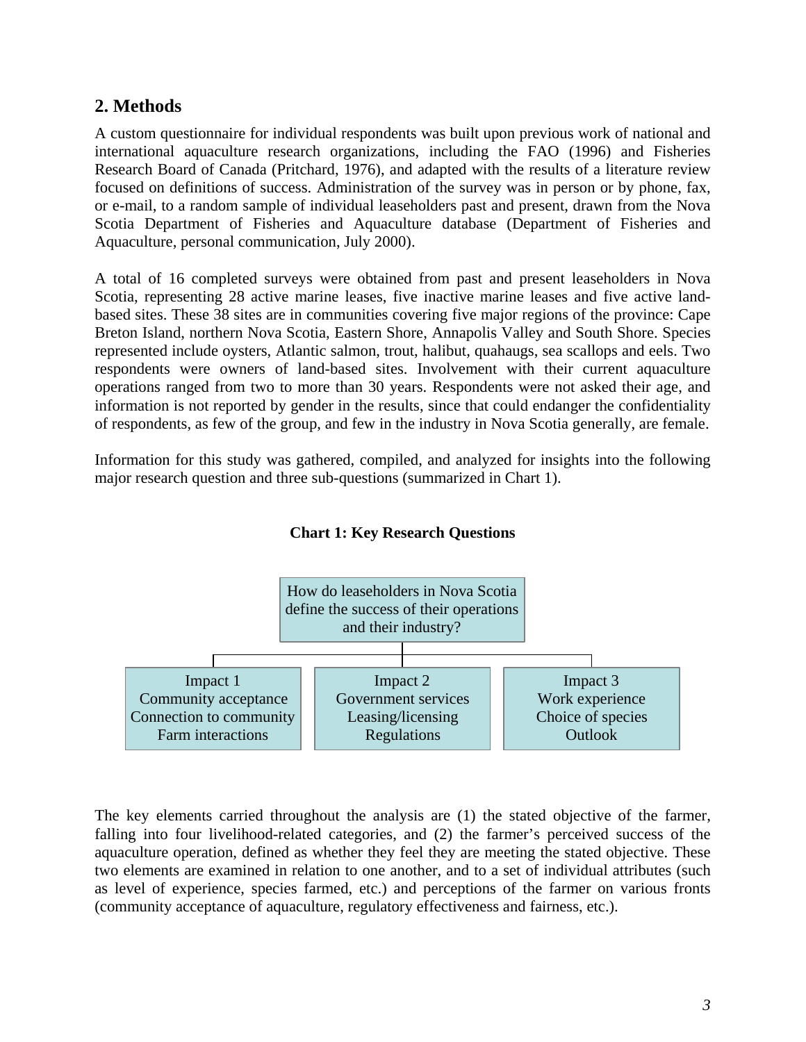## 2. Methods

A custom questionnaire for individual respondents was built upon previous work of national and international aquaculture research organizations, including the FAO (1996) and Fisheries Research Board of Canada (Pritchard, 1976), and adapted with the results of a literature review focused on definitions of success. Administration of the survey was in person or by phone, fax, or e-mail, to a random sample of individual leaseholders past and present, drawn from the Nova Scotia Department of Fisheries and Aquaculture database (Department of Fisheries and Aquaculture, personal communication, July 2000).

A total of 16 completed surveys were obtained from past and present leaseholders in Nova Scotia, representing 28 active marine leases, five inactive marine leases and five active land-based sites. These 38 sites are in communities covering five major regions of the province: Cape Breton Island, northern Nova Scotia, Eastern Shore, Annapolis Valley and South Shore. Species represented include oysters, Atlantic salmon, trout, halibut, quahaugs, sea scallops and eels. Two respondents were owners of land-based sites. Involvement with their current aquaculture operations ranged from two to more than 30 years. Respondents were not asked their age, and information is not reported by gender in the results, since that could endanger the confidentiality of respondents, as few of the group, and few in the industry in Nova Scotia generally, are female.

Information for this study was gathered, compiled, and analyzed for insights into the following major research question and three sub-questions (summarized in Chart 1).

**Chart 1: Key Research Questions**

How do leaseholders in Nova Scotia define the success of their operations and their industry?

| Impact 1 | Impact 2 | Impact 3 |
|---|---|---|
| Community acceptance<br>Connection to community<br>Farm interactions | Government services<br>Leasing/licensing<br>Regulations | Work experience<br>Choice of species<br>Outlook |

The key elements carried throughout the analysis are (1) the stated objective of the farmer, falling into four livelihood-related categories, and (2) the farmer's perceived success of the aquaculture operation, defined as whether they feel they are meeting the stated objective. These two elements are examined in relation to one another, and to a set of individual attributes (such as level of experience, species farmed, etc.) and perceptions of the farmer on various fronts (community acceptance of aquaculture, regulatory effectiveness and fairness, etc.).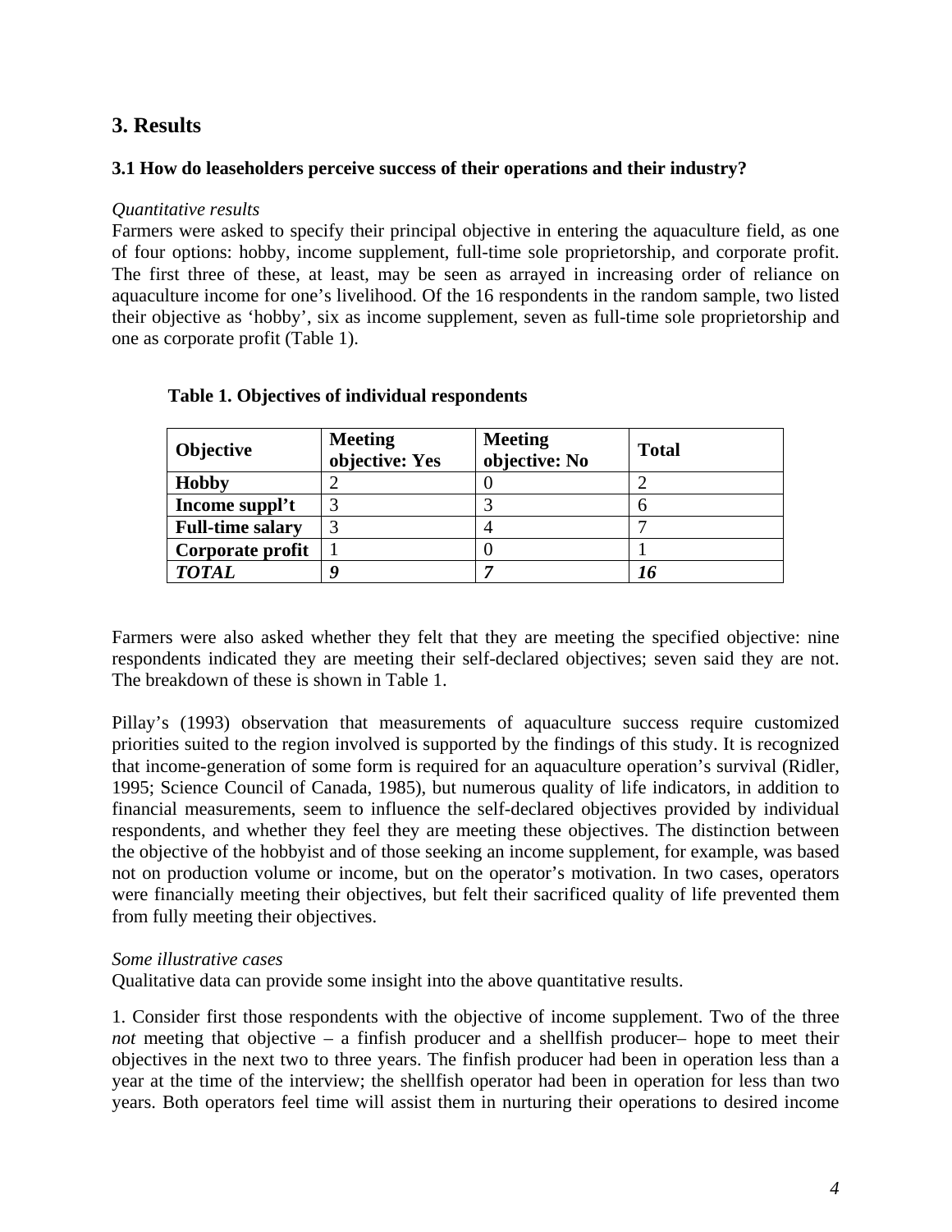# 3. Results

### 3.1 How do leaseholders perceive success of their operations and their industry?

*Quantitative results*

Farmers were asked to specify their principal objective in entering the aquaculture field, as one of four options: hobby, income supplement, full-time sole proprietorship, and corporate profit. The first three of these, at least, may be seen as arrayed in increasing order of reliance on aquaculture income for one's livelihood. Of the 16 respondents in the random sample, two listed their objective as 'hobby', six as income supplement, seven as full-time sole proprietorship and one as corporate profit (Table 1).

**Table 1. Objectives of individual respondents**

| Objective | Meeting objective: Yes | Meeting objective: No | Total |
|---|---|---|---|
| **Hobby** | 2 | 0 | 2 |
| **Income suppl't** | 3 | 3 | 6 |
| **Full-time salary** | 3 | 4 | 7 |
| **Corporate profit** | 1 | 0 | 1 |
| ***TOTAL*** | ***9*** | ***7*** | ***16*** |

Farmers were also asked whether they felt that they are meeting the specified objective: nine respondents indicated they are meeting their self-declared objectives; seven said they are not. The breakdown of these is shown in Table 1.

Pillay's (1993) observation that measurements of aquaculture success require customized priorities suited to the region involved is supported by the findings of this study. It is recognized that income-generation of some form is required for an aquaculture operation's survival (Ridler, 1995; Science Council of Canada, 1985), but numerous quality of life indicators, in addition to financial measurements, seem to influence the self-declared objectives provided by individual respondents, and whether they feel they are meeting these objectives. The distinction between the objective of the hobbyist and of those seeking an income supplement, for example, was based not on production volume or income, but on the operator's motivation. In two cases, operators were financially meeting their objectives, but felt their sacrificed quality of life prevented them from fully meeting their objectives.

*Some illustrative cases*

Qualitative data can provide some insight into the above quantitative results.

1. Consider first those respondents with the objective of income supplement. Two of the three *not* meeting that objective – a finfish producer and a shellfish producer– hope to meet their objectives in the next two to three years. The finfish producer had been in operation less than a year at the time of the interview; the shellfish operator had been in operation for less than two years. Both operators feel time will assist them in nurturing their operations to desired income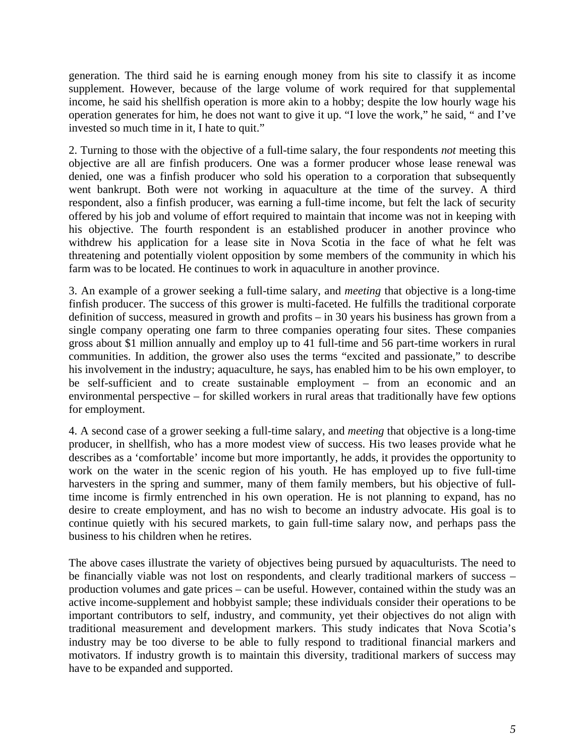generation. The third said he is earning enough money from his site to classify it as income supplement. However, because of the large volume of work required for that supplemental income, he said his shellfish operation is more akin to a hobby; despite the low hourly wage his operation generates for him, he does not want to give it up. "I love the work," he said, " and I've invested so much time in it, I hate to quit."

2. Turning to those with the objective of a full-time salary, the four respondents *not* meeting this objective are all are finfish producers. One was a former producer whose lease renewal was denied, one was a finfish producer who sold his operation to a corporation that subsequently went bankrupt. Both were not working in aquaculture at the time of the survey. A third respondent, also a finfish producer, was earning a full-time income, but felt the lack of security offered by his job and volume of effort required to maintain that income was not in keeping with his objective. The fourth respondent is an established producer in another province who withdrew his application for a lease site in Nova Scotia in the face of what he felt was threatening and potentially violent opposition by some members of the community in which his farm was to be located. He continues to work in aquaculture in another province.

3. An example of a grower seeking a full-time salary, and *meeting* that objective is a long-time finfish producer. The success of this grower is multi-faceted. He fulfills the traditional corporate definition of success, measured in growth and profits – in 30 years his business has grown from a single company operating one farm to three companies operating four sites. These companies gross about $1 million annually and employ up to 41 full-time and 56 part-time workers in rural communities. In addition, the grower also uses the terms "excited and passionate," to describe his involvement in the industry; aquaculture, he says, has enabled him to be his own employer, to be self-sufficient and to create sustainable employment – from an economic and an environmental perspective – for skilled workers in rural areas that traditionally have few options for employment.

4. A second case of a grower seeking a full-time salary, and *meeting* that objective is a long-time producer, in shellfish, who has a more modest view of success. His two leases provide what he describes as a 'comfortable' income but more importantly, he adds, it provides the opportunity to work on the water in the scenic region of his youth. He has employed up to five full-time harvesters in the spring and summer, many of them family members, but his objective of full-time income is firmly entrenched in his own operation. He is not planning to expand, has no desire to create employment, and has no wish to become an industry advocate. His goal is to continue quietly with his secured markets, to gain full-time salary now, and perhaps pass the business to his children when he retires.

The above cases illustrate the variety of objectives being pursued by aquaculturists. The need to be financially viable was not lost on respondents, and clearly traditional markers of success – production volumes and gate prices – can be useful. However, contained within the study was an active income-supplement and hobbyist sample; these individuals consider their operations to be important contributors to self, industry, and community, yet their objectives do not align with traditional measurement and development markers. This study indicates that Nova Scotia's industry may be too diverse to be able to fully respond to traditional financial markers and motivators. If industry growth is to maintain this diversity, traditional markers of success may have to be expanded and supported.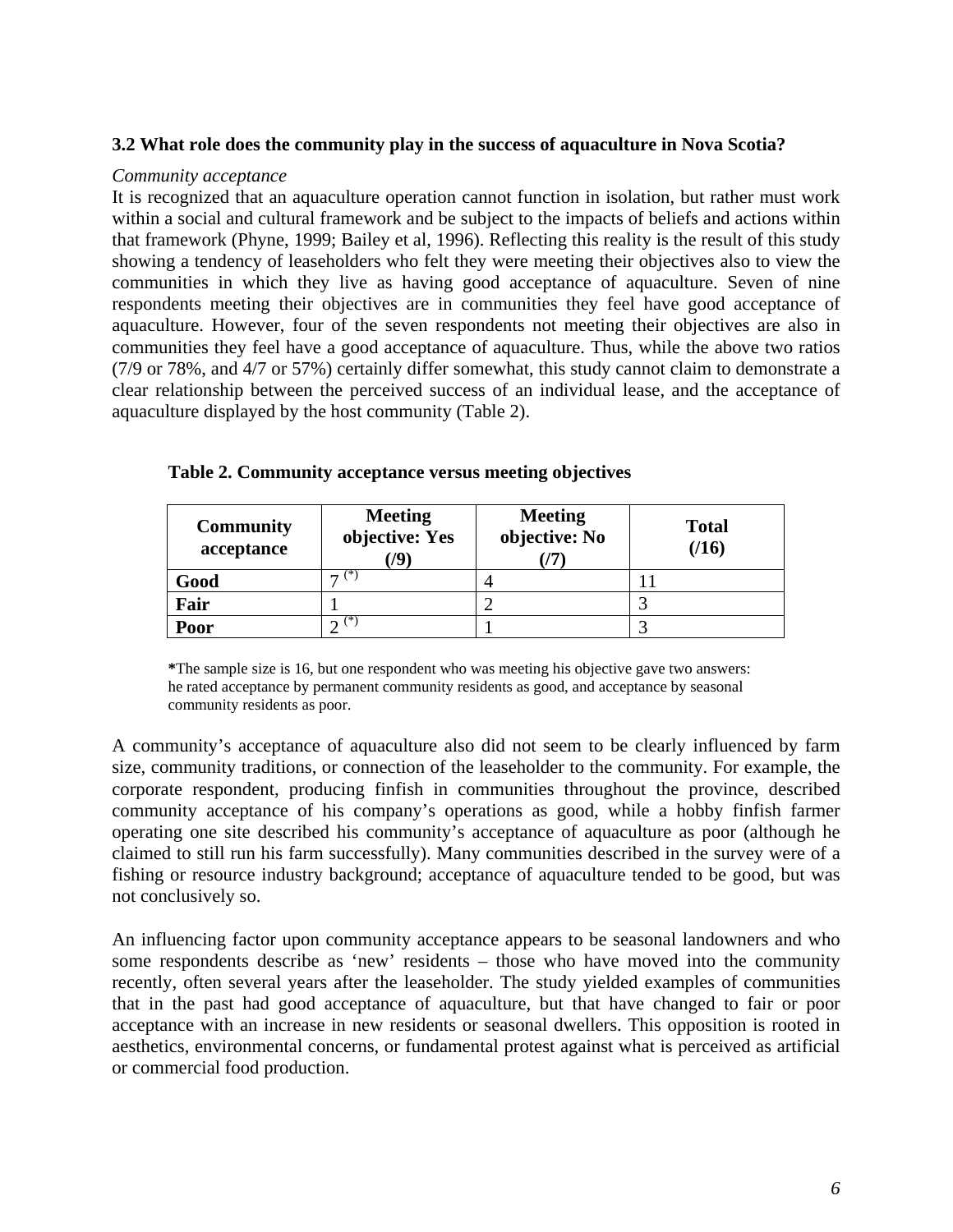### 3.2 What role does the community play in the success of aquaculture in Nova Scotia?

*Community acceptance*

It is recognized that an aquaculture operation cannot function in isolation, but rather must work within a social and cultural framework and be subject to the impacts of beliefs and actions within that framework (Phyne, 1999; Bailey et al, 1996). Reflecting this reality is the result of this study showing a tendency of leaseholders who felt they were meeting their objectives also to view the communities in which they live as having good acceptance of aquaculture. Seven of nine respondents meeting their objectives are in communities they feel have good acceptance of aquaculture. However, four of the seven respondents not meeting their objectives are also in communities they feel have a good acceptance of aquaculture. Thus, while the above two ratios (7/9 or 78%, and 4/7 or 57%) certainly differ somewhat, this study cannot claim to demonstrate a clear relationship between the perceived success of an individual lease, and the acceptance of aquaculture displayed by the host community (Table 2).

**Table 2. Community acceptance versus meeting objectives**

| Community acceptance | Meeting objective: Yes (/9) | Meeting objective: No (/7) | Total (/16) |
|---|---|---|---|
| **Good** | 7 (*) | 4 | 11 |
| **Fair** | 1 | 2 | 3 |
| **Poor** | 2 (*) | 1 | 3 |

**\***The sample size is 16, but one respondent who was meeting his objective gave two answers: he rated acceptance by permanent community residents as good, and acceptance by seasonal community residents as poor.

A community's acceptance of aquaculture also did not seem to be clearly influenced by farm size, community traditions, or connection of the leaseholder to the community. For example, the corporate respondent, producing finfish in communities throughout the province, described community acceptance of his company's operations as good, while a hobby finfish farmer operating one site described his community's acceptance of aquaculture as poor (although he claimed to still run his farm successfully). Many communities described in the survey were of a fishing or resource industry background; acceptance of aquaculture tended to be good, but was not conclusively so.

An influencing factor upon community acceptance appears to be seasonal landowners and who some respondents describe as 'new' residents – those who have moved into the community recently, often several years after the leaseholder. The study yielded examples of communities that in the past had good acceptance of aquaculture, but that have changed to fair or poor acceptance with an increase in new residents or seasonal dwellers. This opposition is rooted in aesthetics, environmental concerns, or fundamental protest against what is perceived as artificial or commercial food production.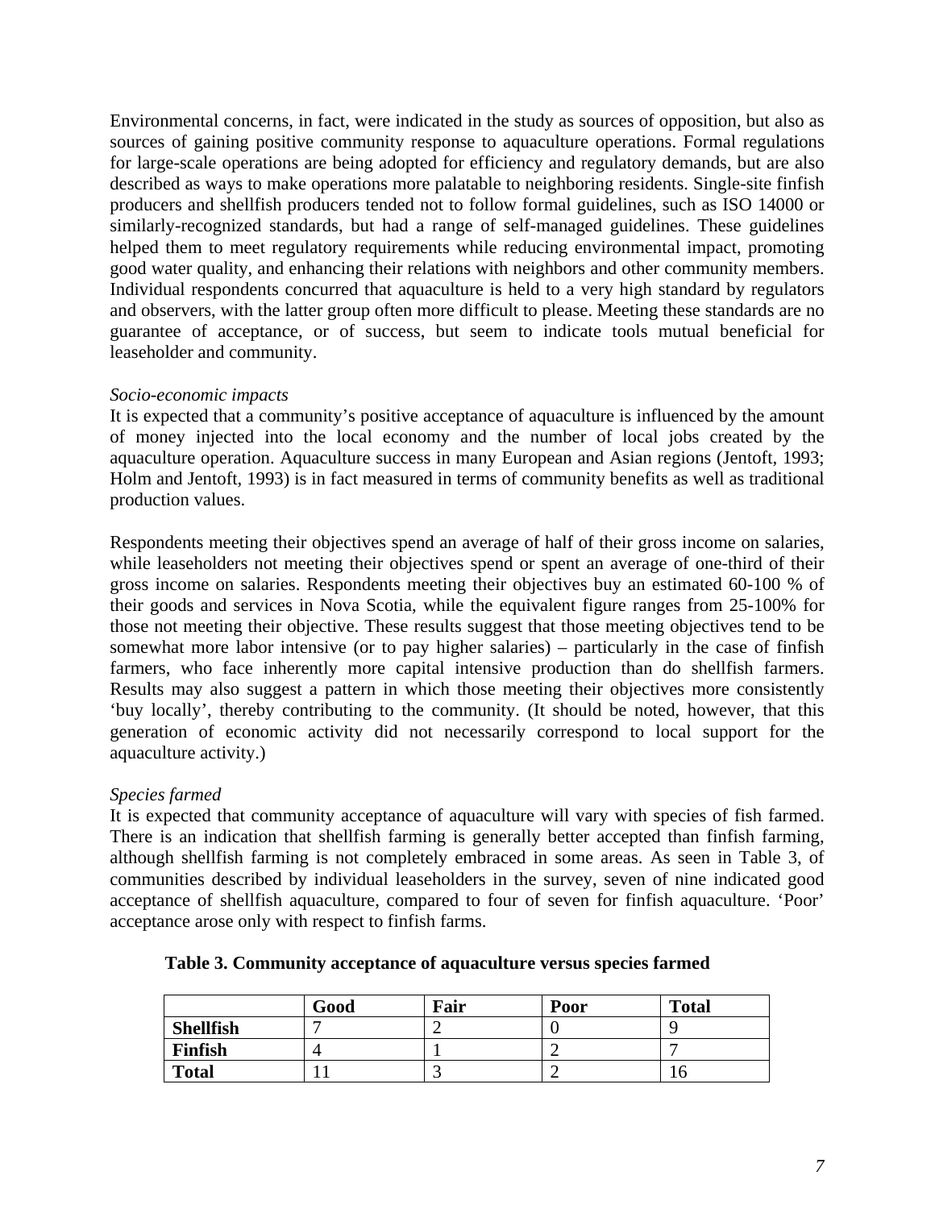Environmental concerns, in fact, were indicated in the study as sources of opposition, but also as sources of gaining positive community response to aquaculture operations. Formal regulations for large-scale operations are being adopted for efficiency and regulatory demands, but are also described as ways to make operations more palatable to neighboring residents. Single-site finfish producers and shellfish producers tended not to follow formal guidelines, such as ISO 14000 or similarly-recognized standards, but had a range of self-managed guidelines. These guidelines helped them to meet regulatory requirements while reducing environmental impact, promoting good water quality, and enhancing their relations with neighbors and other community members. Individual respondents concurred that aquaculture is held to a very high standard by regulators and observers, with the latter group often more difficult to please. Meeting these standards are no guarantee of acceptance, or of success, but seem to indicate tools mutual beneficial for leaseholder and community.

*Socio-economic impacts*

It is expected that a community's positive acceptance of aquaculture is influenced by the amount of money injected into the local economy and the number of local jobs created by the aquaculture operation. Aquaculture success in many European and Asian regions (Jentoft, 1993; Holm and Jentoft, 1993) is in fact measured in terms of community benefits as well as traditional production values.

Respondents meeting their objectives spend an average of half of their gross income on salaries, while leaseholders not meeting their objectives spend or spent an average of one-third of their gross income on salaries. Respondents meeting their objectives buy an estimated 60-100 % of their goods and services in Nova Scotia, while the equivalent figure ranges from 25-100% for those not meeting their objective. These results suggest that those meeting objectives tend to be somewhat more labor intensive (or to pay higher salaries) – particularly in the case of finfish farmers, who face inherently more capital intensive production than do shellfish farmers. Results may also suggest a pattern in which those meeting their objectives more consistently 'buy locally', thereby contributing to the community. (It should be noted, however, that this generation of economic activity did not necessarily correspond to local support for the aquaculture activity.)

*Species farmed*

It is expected that community acceptance of aquaculture will vary with species of fish farmed. There is an indication that shellfish farming is generally better accepted than finfish farming, although shellfish farming is not completely embraced in some areas. As seen in Table 3, of communities described by individual leaseholders in the survey, seven of nine indicated good acceptance of shellfish aquaculture, compared to four of seven for finfish aquaculture. 'Poor' acceptance arose only with respect to finfish farms.

**Table 3. Community acceptance of aquaculture versus species farmed**

| | Good | Fair | Poor | Total |
|---|---|---|---|---|
| **Shellfish** | 7 | 2 | 0 | 9 |
| **Finfish** | 4 | 1 | 2 | 7 |
| **Total** | 11 | 3 | 2 | 16 |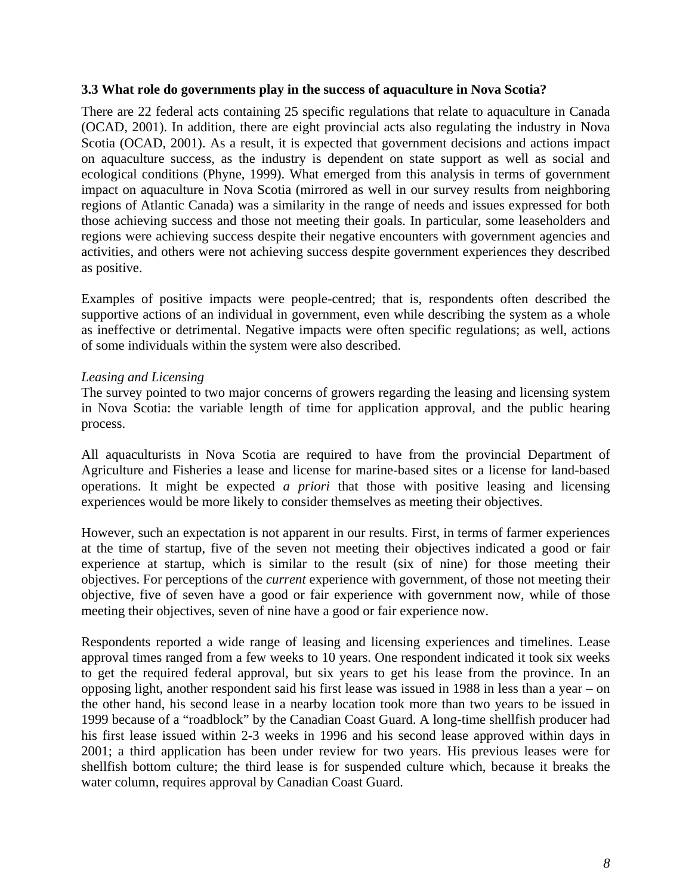### 3.3 What role do governments play in the success of aquaculture in Nova Scotia?

There are 22 federal acts containing 25 specific regulations that relate to aquaculture in Canada (OCAD, 2001). In addition, there are eight provincial acts also regulating the industry in Nova Scotia (OCAD, 2001). As a result, it is expected that government decisions and actions impact on aquaculture success, as the industry is dependent on state support as well as social and ecological conditions (Phyne, 1999). What emerged from this analysis in terms of government impact on aquaculture in Nova Scotia (mirrored as well in our survey results from neighboring regions of Atlantic Canada) was a similarity in the range of needs and issues expressed for both those achieving success and those not meeting their goals. In particular, some leaseholders and regions were achieving success despite their negative encounters with government agencies and activities, and others were not achieving success despite government experiences they described as positive.

Examples of positive impacts were people-centred; that is, respondents often described the supportive actions of an individual in government, even while describing the system as a whole as ineffective or detrimental. Negative impacts were often specific regulations; as well, actions of some individuals within the system were also described.

*Leasing and Licensing*

The survey pointed to two major concerns of growers regarding the leasing and licensing system in Nova Scotia: the variable length of time for application approval, and the public hearing process.

All aquaculturists in Nova Scotia are required to have from the provincial Department of Agriculture and Fisheries a lease and license for marine-based sites or a license for land-based operations. It might be expected *a priori* that those with positive leasing and licensing experiences would be more likely to consider themselves as meeting their objectives.

However, such an expectation is not apparent in our results. First, in terms of farmer experiences at the time of startup, five of the seven not meeting their objectives indicated a good or fair experience at startup, which is similar to the result (six of nine) for those meeting their objectives. For perceptions of the *current* experience with government, of those not meeting their objective, five of seven have a good or fair experience with government now, while of those meeting their objectives, seven of nine have a good or fair experience now.

Respondents reported a wide range of leasing and licensing experiences and timelines. Lease approval times ranged from a few weeks to 10 years. One respondent indicated it took six weeks to get the required federal approval, but six years to get his lease from the province. In an opposing light, another respondent said his first lease was issued in 1988 in less than a year – on the other hand, his second lease in a nearby location took more than two years to be issued in 1999 because of a "roadblock" by the Canadian Coast Guard. A long-time shellfish producer had his first lease issued within 2-3 weeks in 1996 and his second lease approved within days in 2001; a third application has been under review for two years. His previous leases were for shellfish bottom culture; the third lease is for suspended culture which, because it breaks the water column, requires approval by Canadian Coast Guard.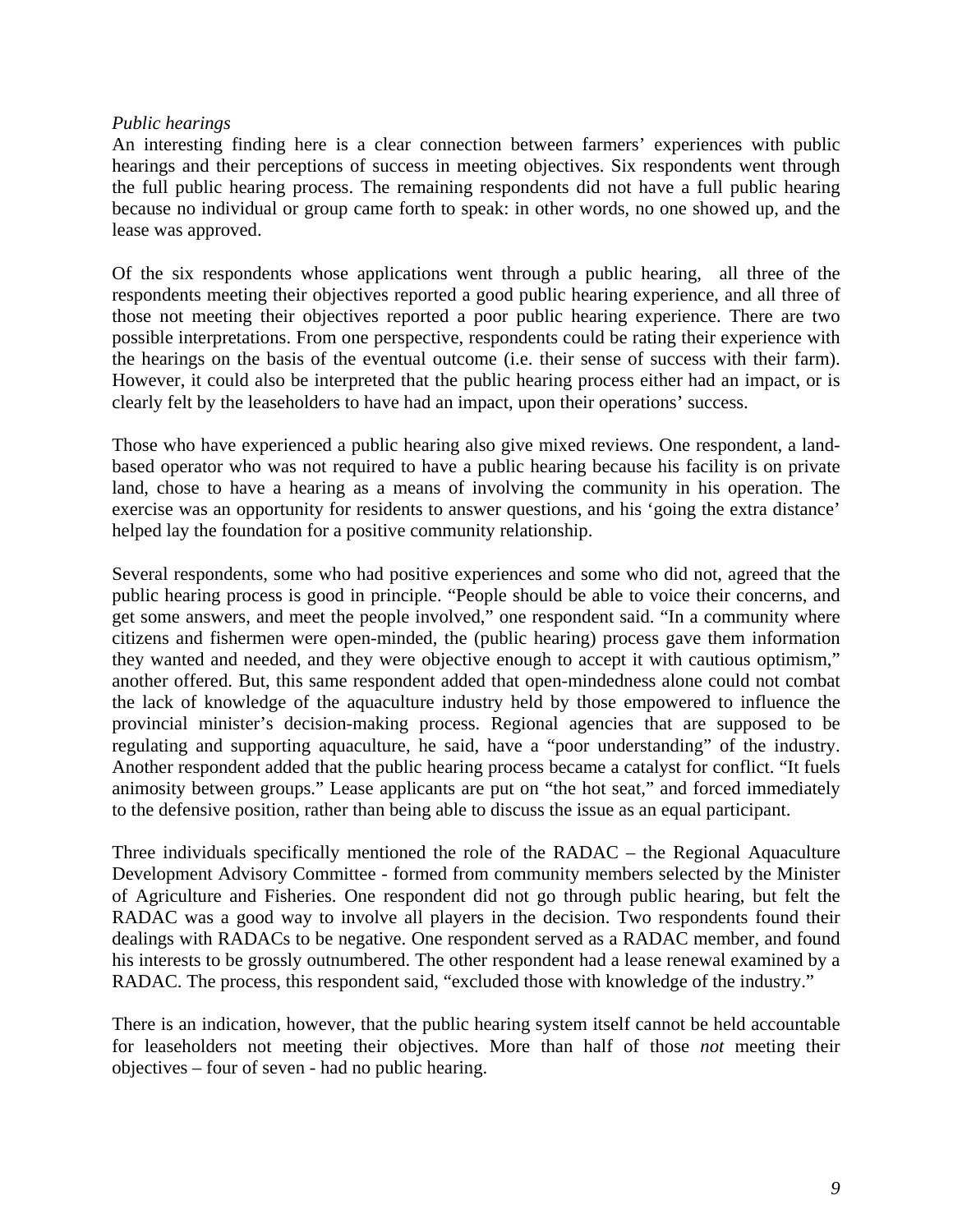*Public hearings*

An interesting finding here is a clear connection between farmers' experiences with public hearings and their perceptions of success in meeting objectives. Six respondents went through the full public hearing process. The remaining respondents did not have a full public hearing because no individual or group came forth to speak: in other words, no one showed up, and the lease was approved.

Of the six respondents whose applications went through a public hearing, all three of the respondents meeting their objectives reported a good public hearing experience, and all three of those not meeting their objectives reported a poor public hearing experience. There are two possible interpretations. From one perspective, respondents could be rating their experience with the hearings on the basis of the eventual outcome (i.e. their sense of success with their farm). However, it could also be interpreted that the public hearing process either had an impact, or is clearly felt by the leaseholders to have had an impact, upon their operations' success.

Those who have experienced a public hearing also give mixed reviews. One respondent, a land-based operator who was not required to have a public hearing because his facility is on private land, chose to have a hearing as a means of involving the community in his operation. The exercise was an opportunity for residents to answer questions, and his 'going the extra distance' helped lay the foundation for a positive community relationship.

Several respondents, some who had positive experiences and some who did not, agreed that the public hearing process is good in principle. "People should be able to voice their concerns, and get some answers, and meet the people involved," one respondent said. "In a community where citizens and fishermen were open-minded, the (public hearing) process gave them information they wanted and needed, and they were objective enough to accept it with cautious optimism," another offered. But, this same respondent added that open-mindedness alone could not combat the lack of knowledge of the aquaculture industry held by those empowered to influence the provincial minister's decision-making process. Regional agencies that are supposed to be regulating and supporting aquaculture, he said, have a "poor understanding" of the industry. Another respondent added that the public hearing process became a catalyst for conflict. "It fuels animosity between groups." Lease applicants are put on "the hot seat," and forced immediately to the defensive position, rather than being able to discuss the issue as an equal participant.

Three individuals specifically mentioned the role of the RADAC – the Regional Aquaculture Development Advisory Committee - formed from community members selected by the Minister of Agriculture and Fisheries. One respondent did not go through public hearing, but felt the RADAC was a good way to involve all players in the decision. Two respondents found their dealings with RADACs to be negative. One respondent served as a RADAC member, and found his interests to be grossly outnumbered. The other respondent had a lease renewal examined by a RADAC. The process, this respondent said, "excluded those with knowledge of the industry."

There is an indication, however, that the public hearing system itself cannot be held accountable for leaseholders not meeting their objectives. More than half of those *not* meeting their objectives – four of seven - had no public hearing.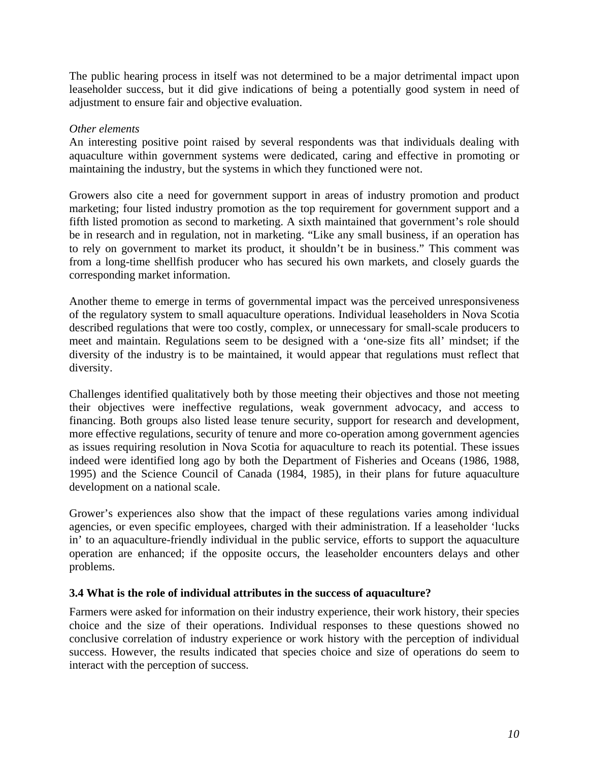The public hearing process in itself was not determined to be a major detrimental impact upon leaseholder success, but it did give indications of being a potentially good system in need of adjustment to ensure fair and objective evaluation.

*Other elements*

An interesting positive point raised by several respondents was that individuals dealing with aquaculture within government systems were dedicated, caring and effective in promoting or maintaining the industry, but the systems in which they functioned were not.

Growers also cite a need for government support in areas of industry promotion and product marketing; four listed industry promotion as the top requirement for government support and a fifth listed promotion as second to marketing. A sixth maintained that government's role should be in research and in regulation, not in marketing. "Like any small business, if an operation has to rely on government to market its product, it shouldn't be in business." This comment was from a long-time shellfish producer who has secured his own markets, and closely guards the corresponding market information.

Another theme to emerge in terms of governmental impact was the perceived unresponsiveness of the regulatory system to small aquaculture operations. Individual leaseholders in Nova Scotia described regulations that were too costly, complex, or unnecessary for small-scale producers to meet and maintain. Regulations seem to be designed with a 'one-size fits all' mindset; if the diversity of the industry is to be maintained, it would appear that regulations must reflect that diversity.

Challenges identified qualitatively both by those meeting their objectives and those not meeting their objectives were ineffective regulations, weak government advocacy, and access to financing. Both groups also listed lease tenure security, support for research and development, more effective regulations, security of tenure and more co-operation among government agencies as issues requiring resolution in Nova Scotia for aquaculture to reach its potential. These issues indeed were identified long ago by both the Department of Fisheries and Oceans (1986, 1988, 1995) and the Science Council of Canada (1984, 1985), in their plans for future aquaculture development on a national scale.

Grower's experiences also show that the impact of these regulations varies among individual agencies, or even specific employees, charged with their administration. If a leaseholder 'lucks in' to an aquaculture-friendly individual in the public service, efforts to support the aquaculture operation are enhanced; if the opposite occurs, the leaseholder encounters delays and other problems.

### 3.4 What is the role of individual attributes in the success of aquaculture?

Farmers were asked for information on their industry experience, their work history, their species choice and the size of their operations. Individual responses to these questions showed no conclusive correlation of industry experience or work history with the perception of individual success. However, the results indicated that species choice and size of operations do seem to interact with the perception of success.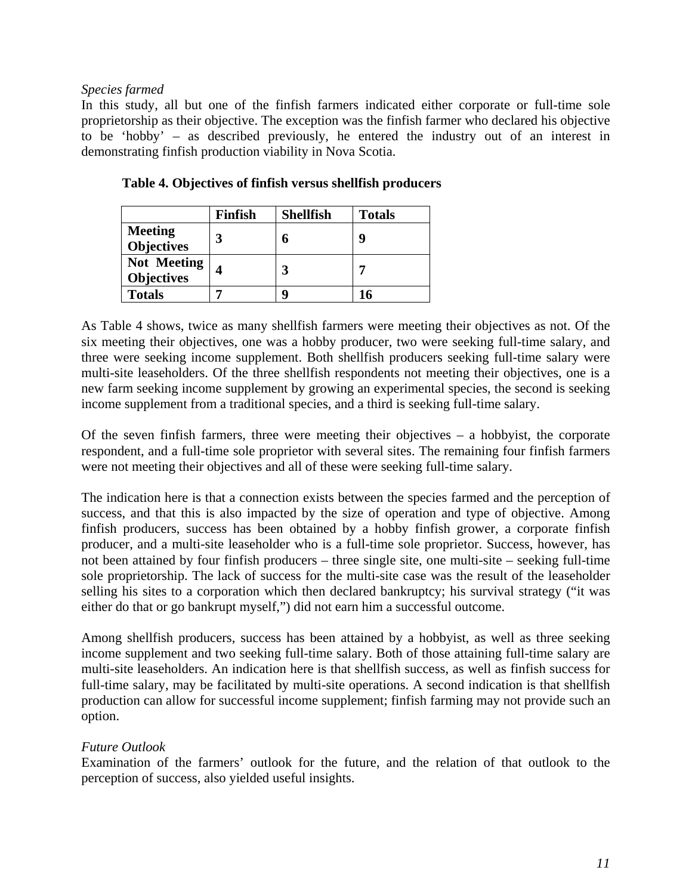*Species farmed*

In this study, all but one of the finfish farmers indicated either corporate or full-time sole proprietorship as their objective. The exception was the finfish farmer who declared his objective to be 'hobby' – as described previously, he entered the industry out of an interest in demonstrating finfish production viability in Nova Scotia.

**Table 4. Objectives of finfish versus shellfish producers**

| | **Finfish** | **Shellfish** | **Totals** |
|---|---|---|---|
| **Meeting Objectives** | **3** | **6** | **9** |
| **Not Meeting Objectives** | **4** | **3** | **7** |
| **Totals** | **7** | **9** | **16** |

As Table 4 shows, twice as many shellfish farmers were meeting their objectives as not. Of the six meeting their objectives, one was a hobby producer, two were seeking full-time salary, and three were seeking income supplement. Both shellfish producers seeking full-time salary were multi-site leaseholders. Of the three shellfish respondents not meeting their objectives, one is a new farm seeking income supplement by growing an experimental species, the second is seeking income supplement from a traditional species, and a third is seeking full-time salary.

Of the seven finfish farmers, three were meeting their objectives – a hobbyist, the corporate respondent, and a full-time sole proprietor with several sites. The remaining four finfish farmers were not meeting their objectives and all of these were seeking full-time salary.

The indication here is that a connection exists between the species farmed and the perception of success, and that this is also impacted by the size of operation and type of objective. Among finfish producers, success has been obtained by a hobby finfish grower, a corporate finfish producer, and a multi-site leaseholder who is a full-time sole proprietor. Success, however, has not been attained by four finfish producers – three single site, one multi-site – seeking full-time sole proprietorship. The lack of success for the multi-site case was the result of the leaseholder selling his sites to a corporation which then declared bankruptcy; his survival strategy ("it was either do that or go bankrupt myself,") did not earn him a successful outcome.

Among shellfish producers, success has been attained by a hobbyist, as well as three seeking income supplement and two seeking full-time salary. Both of those attaining full-time salary are multi-site leaseholders. An indication here is that shellfish success, as well as finfish success for full-time salary, may be facilitated by multi-site operations. A second indication is that shellfish production can allow for successful income supplement; finfish farming may not provide such an option.

*Future Outlook*

Examination of the farmers' outlook for the future, and the relation of that outlook to the perception of success, also yielded useful insights.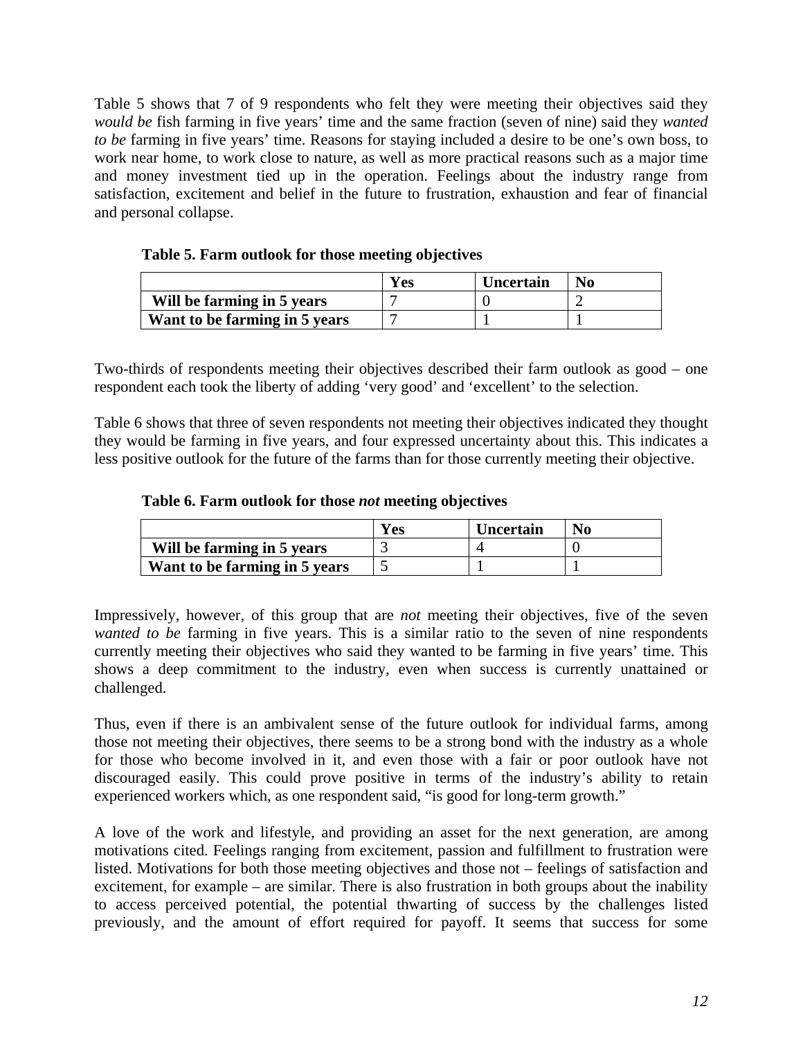Table 5 shows that 7 of 9 respondents who felt they were meeting their objectives said they *would be* fish farming in five years' time and the same fraction (seven of nine) said they *wanted to be* farming in five years' time. Reasons for staying included a desire to be one's own boss, to work near home, to work close to nature, as well as more practical reasons such as a major time and money investment tied up in the operation. Feelings about the industry range from satisfaction, excitement and belief in the future to frustration, exhaustion and fear of financial and personal collapse.

**Table 5. Farm outlook for those meeting objectives**

| | Yes | Uncertain | No |
|---|---|---|---|
| **Will be farming in 5 years** | 7 | 0 | 2 |
| **Want to be farming in 5 years** | 7 | 1 | 1 |

Two-thirds of respondents meeting their objectives described their farm outlook as good – one respondent each took the liberty of adding 'very good' and 'excellent' to the selection.

Table 6 shows that three of seven respondents not meeting their objectives indicated they thought they would be farming in five years, and four expressed uncertainty about this. This indicates a less positive outlook for the future of the farms than for those currently meeting their objective.

**Table 6. Farm outlook for those *not* meeting objectives**

| | Yes | Uncertain | No |
|---|---|---|---|
| **Will be farming in 5 years** | 3 | 4 | 0 |
| **Want to be farming in 5 years** | 5 | 1 | 1 |

Impressively, however, of this group that are *not* meeting their objectives, five of the seven *wanted to be* farming in five years. This is a similar ratio to the seven of nine respondents currently meeting their objectives who said they wanted to be farming in five years' time. This shows a deep commitment to the industry, even when success is currently unattained or challenged.

Thus, even if there is an ambivalent sense of the future outlook for individual farms, among those not meeting their objectives, there seems to be a strong bond with the industry as a whole for those who become involved in it, and even those with a fair or poor outlook have not discouraged easily. This could prove positive in terms of the industry's ability to retain experienced workers which, as one respondent said, "is good for long-term growth."

A love of the work and lifestyle, and providing an asset for the next generation, are among motivations cited. Feelings ranging from excitement, passion and fulfillment to frustration were listed. Motivations for both those meeting objectives and those not – feelings of satisfaction and excitement, for example – are similar. There is also frustration in both groups about the inability to access perceived potential, the potential thwarting of success by the challenges listed previously, and the amount of effort required for payoff. It seems that success for some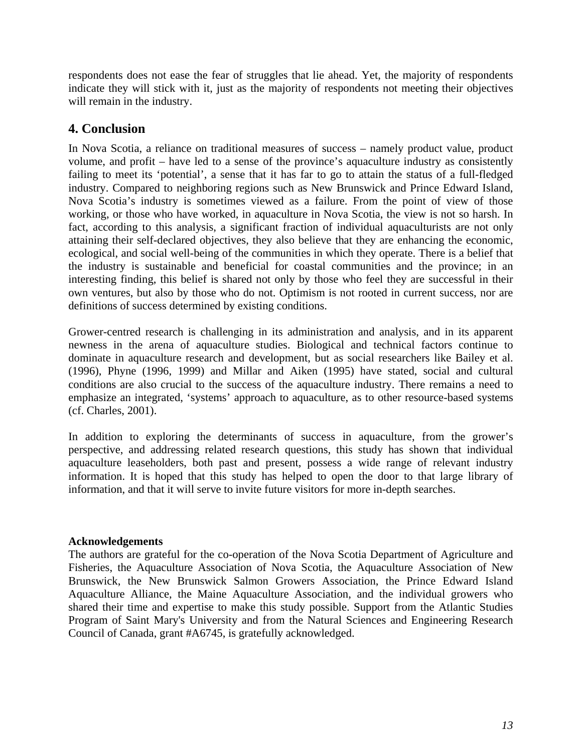respondents does not ease the fear of struggles that lie ahead. Yet, the majority of respondents indicate they will stick with it, just as the majority of respondents not meeting their objectives will remain in the industry.

## 4. Conclusion

In Nova Scotia, a reliance on traditional measures of success – namely product value, product volume, and profit – have led to a sense of the province's aquaculture industry as consistently failing to meet its 'potential', a sense that it has far to go to attain the status of a full-fledged industry. Compared to neighboring regions such as New Brunswick and Prince Edward Island, Nova Scotia's industry is sometimes viewed as a failure. From the point of view of those working, or those who have worked, in aquaculture in Nova Scotia, the view is not so harsh. In fact, according to this analysis, a significant fraction of individual aquaculturists are not only attaining their self-declared objectives, they also believe that they are enhancing the economic, ecological, and social well-being of the communities in which they operate. There is a belief that the industry is sustainable and beneficial for coastal communities and the province; in an interesting finding, this belief is shared not only by those who feel they are successful in their own ventures, but also by those who do not. Optimism is not rooted in current success, nor are definitions of success determined by existing conditions.

Grower-centred research is challenging in its administration and analysis, and in its apparent newness in the arena of aquaculture studies. Biological and technical factors continue to dominate in aquaculture research and development, but as social researchers like Bailey et al. (1996), Phyne (1996, 1999) and Millar and Aiken (1995) have stated, social and cultural conditions are also crucial to the success of the aquaculture industry. There remains a need to emphasize an integrated, 'systems' approach to aquaculture, as to other resource-based systems (cf. Charles, 2001).

In addition to exploring the determinants of success in aquaculture, from the grower's perspective, and addressing related research questions, this study has shown that individual aquaculture leaseholders, both past and present, possess a wide range of relevant industry information. It is hoped that this study has helped to open the door to that large library of information, and that it will serve to invite future visitors for more in-depth searches.

**Acknowledgements**

The authors are grateful for the co-operation of the Nova Scotia Department of Agriculture and Fisheries, the Aquaculture Association of Nova Scotia, the Aquaculture Association of New Brunswick, the New Brunswick Salmon Growers Association, the Prince Edward Island Aquaculture Alliance, the Maine Aquaculture Association, and the individual growers who shared their time and expertise to make this study possible. Support from the Atlantic Studies Program of Saint Mary's University and from the Natural Sciences and Engineering Research Council of Canada, grant #A6745, is gratefully acknowledged.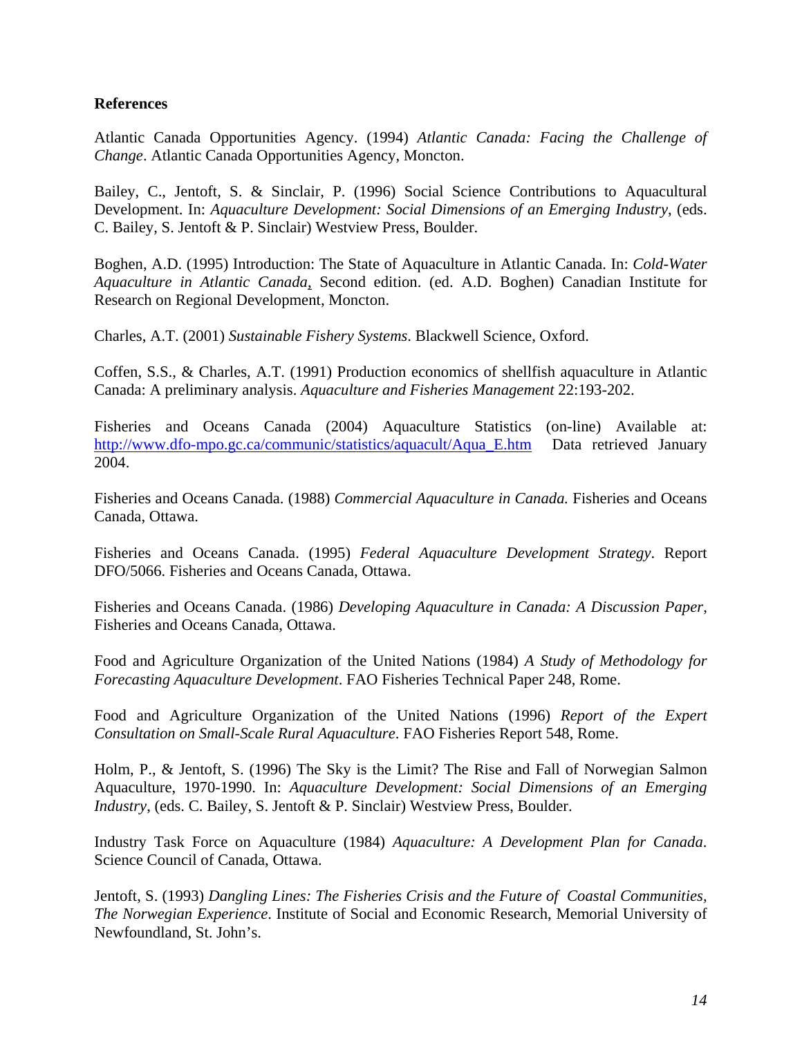**References**

Atlantic Canada Opportunities Agency. (1994) *Atlantic Canada: Facing the Challenge of Change*. Atlantic Canada Opportunities Agency, Moncton.

Bailey, C., Jentoft, S. & Sinclair, P. (1996) Social Science Contributions to Aquacultural Development. In: *Aquaculture Development: Social Dimensions of an Emerging Industry*, (eds. C. Bailey, S. Jentoft & P. Sinclair) Westview Press, Boulder.

Boghen, A.D. (1995) Introduction: The State of Aquaculture in Atlantic Canada. In: *Cold-Water Aquaculture in Atlantic Canada*, Second edition. (ed. A.D. Boghen) Canadian Institute for Research on Regional Development, Moncton.

Charles, A.T. (2001) *Sustainable Fishery Systems*. Blackwell Science, Oxford.

Coffen, S.S., & Charles, A.T. (1991) Production economics of shellfish aquaculture in Atlantic Canada: A preliminary analysis. *Aquaculture and Fisheries Management* 22:193-202.

Fisheries and Oceans Canada (2004) Aquaculture Statistics (on-line) Available at: http://www.dfo-mpo.gc.ca/communic/statistics/aquacult/Aqua_E.htm Data retrieved January 2004.

Fisheries and Oceans Canada. (1988) *Commercial Aquaculture in Canada.* Fisheries and Oceans Canada, Ottawa.

Fisheries and Oceans Canada. (1995) *Federal Aquaculture Development Strategy*. Report DFO/5066. Fisheries and Oceans Canada, Ottawa.

Fisheries and Oceans Canada. (1986) *Developing Aquaculture in Canada: A Discussion Paper*, Fisheries and Oceans Canada, Ottawa.

Food and Agriculture Organization of the United Nations (1984) *A Study of Methodology for Forecasting Aquaculture Development*. FAO Fisheries Technical Paper 248, Rome.

Food and Agriculture Organization of the United Nations (1996) *Report of the Expert Consultation on Small-Scale Rural Aquaculture*. FAO Fisheries Report 548, Rome.

Holm, P., & Jentoft, S. (1996) The Sky is the Limit? The Rise and Fall of Norwegian Salmon Aquaculture, 1970-1990. In: *Aquaculture Development: Social Dimensions of an Emerging Industry*, (eds. C. Bailey, S. Jentoft & P. Sinclair) Westview Press, Boulder.

Industry Task Force on Aquaculture (1984) *Aquaculture: A Development Plan for Canada*. Science Council of Canada, Ottawa.

Jentoft, S. (1993) *Dangling Lines: The Fisheries Crisis and the Future of Coastal Communities, The Norwegian Experience*. Institute of Social and Economic Research, Memorial University of Newfoundland, St. John's.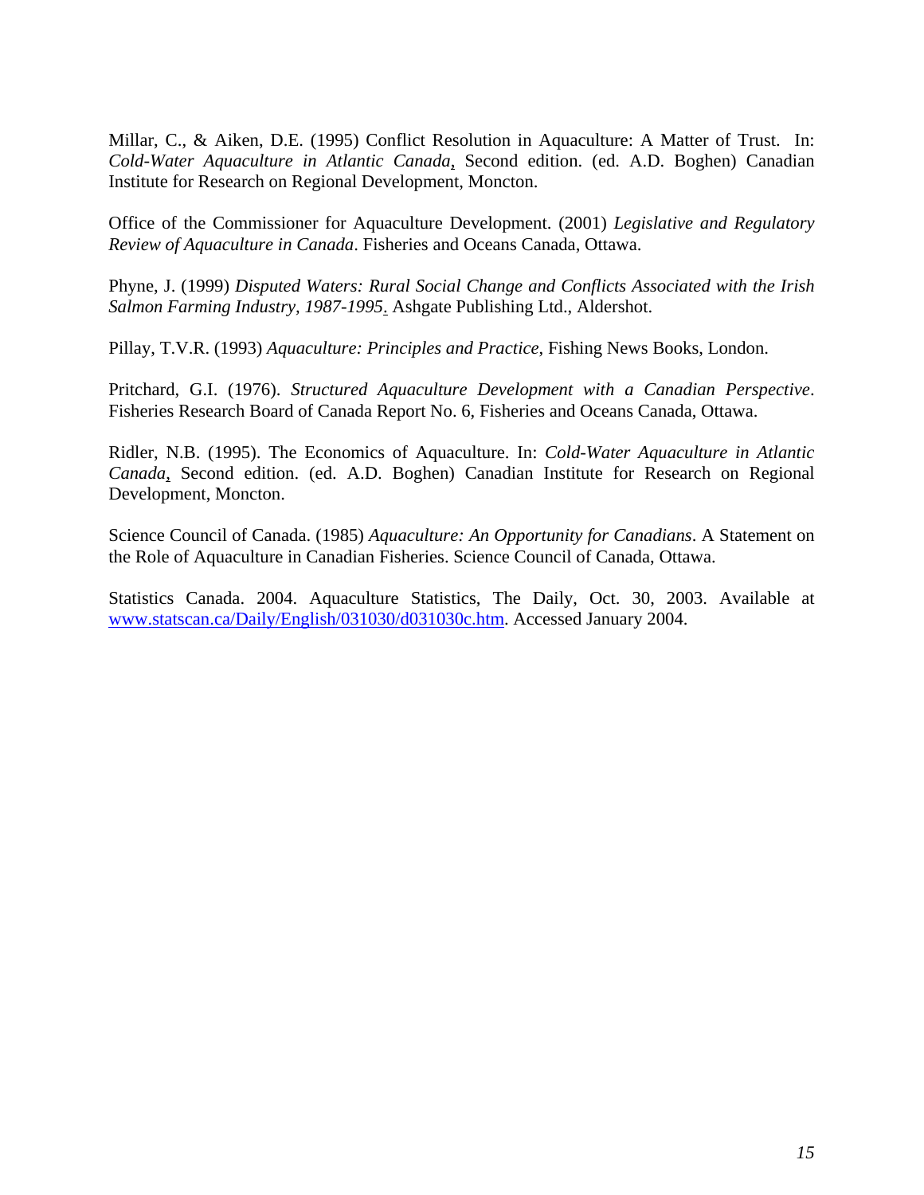Millar, C., & Aiken, D.E. (1995) Conflict Resolution in Aquaculture: A Matter of Trust. In: *Cold-Water Aquaculture in Atlantic Canada*, Second edition. (ed. A.D. Boghen) Canadian Institute for Research on Regional Development, Moncton.

Office of the Commissioner for Aquaculture Development. (2001) *Legislative and Regulatory Review of Aquaculture in Canada*. Fisheries and Oceans Canada, Ottawa.

Phyne, J. (1999) *Disputed Waters: Rural Social Change and Conflicts Associated with the Irish Salmon Farming Industry, 1987-1995*. Ashgate Publishing Ltd., Aldershot.

Pillay, T.V.R. (1993) *Aquaculture: Principles and Practice*, Fishing News Books, London.

Pritchard, G.I. (1976). *Structured Aquaculture Development with a Canadian Perspective*. Fisheries Research Board of Canada Report No. 6, Fisheries and Oceans Canada, Ottawa.

Ridler, N.B. (1995). The Economics of Aquaculture. In: *Cold-Water Aquaculture in Atlantic Canada*, Second edition. (ed. A.D. Boghen) Canadian Institute for Research on Regional Development, Moncton.

Science Council of Canada. (1985) *Aquaculture: An Opportunity for Canadians*. A Statement on the Role of Aquaculture in Canadian Fisheries. Science Council of Canada, Ottawa.

Statistics Canada. 2004. Aquaculture Statistics, The Daily, Oct. 30, 2003. Available at www.statscan.ca/Daily/English/031030/d031030c.htm. Accessed January 2004.